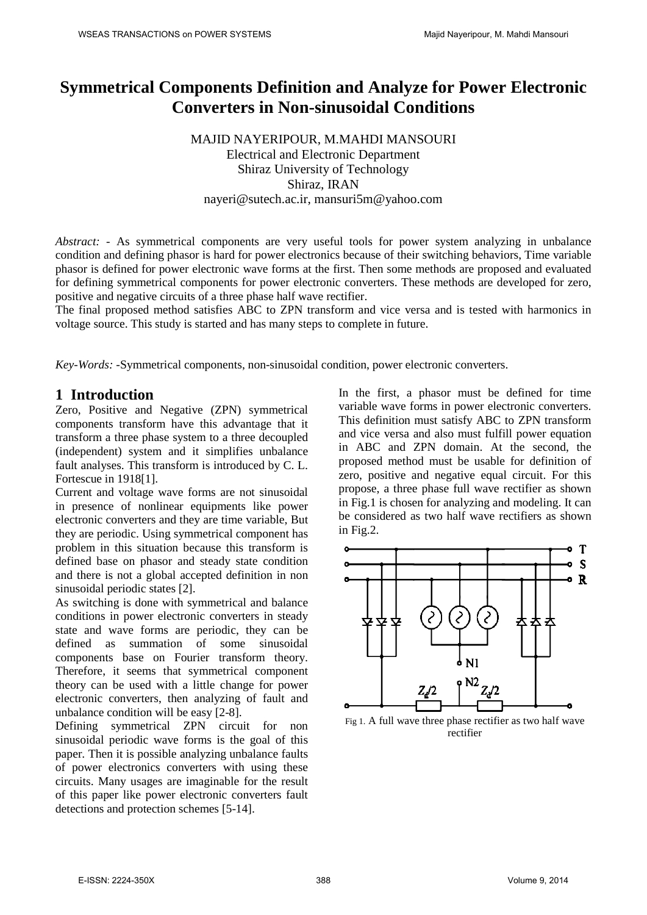# Symmetrical Components Definition and Analyze for Power Electronic Converters in Non-sinusoidal Conditions

MAJID NAYERIPOUR, M.MAHDI MANSOURI
Electrical and Electronic Department
Shiraz University of Technology
Shiraz, IRAN
nayeri@sutech.ac.ir, mansuri5m@yahoo.com

*Abstract:* - As symmetrical components are very useful tools for power system analyzing in unbalance condition and defining phasor is hard for power electronics because of their switching behaviors, Time variable phasor is defined for power electronic wave forms at the first. Then some methods are proposed and evaluated for defining symmetrical components for power electronic converters. These methods are developed for zero, positive and negative circuits of a three phase half wave rectifier.
The final proposed method satisfies ABC to ZPN transform and vice versa and is tested with harmonics in voltage source. This study is started and has many steps to complete in future.

*Key-Words:* -Symmetrical components, non-sinusoidal condition, power electronic converters.

## 1 Introduction

Zero, Positive and Negative (ZPN) symmetrical components transform have this advantage that it transform a three phase system to a three decoupled (independent) system and it simplifies unbalance fault analyses. This transform is introduced by C. L. Fortescue in 1918[1].

Current and voltage wave forms are not sinusoidal in presence of nonlinear equipments like power electronic converters and they are time variable, But they are periodic. Using symmetrical component has problem in this situation because this transform is defined base on phasor and steady state condition and there is not a global accepted definition in non sinusoidal periodic states [2].

As switching is done with symmetrical and balance conditions in power electronic converters in steady state and wave forms are periodic, they can be defined as summation of some sinusoidal components base on Fourier transform theory. Therefore, it seems that symmetrical component theory can be used with a little change for power electronic converters, then analyzing of fault and unbalance condition will be easy [2-8].

Defining symmetrical ZPN circuit for non sinusoidal periodic wave forms is the goal of this paper. Then it is possible analyzing unbalance faults of power electronics converters with using these circuits. Many usages are imaginable for the result of this paper like power electronic converters fault detections and protection schemes [5-14].

In the first, a phasor must be defined for time variable wave forms in power electronic converters. This definition must satisfy ABC to ZPN transform and vice versa and also must fulfill power equation in ABC and ZPN domain. At the second, the proposed method must be usable for definition of zero, positive and negative equal circuit. For this propose, a three phase full wave rectifier as shown in Fig.1 is chosen for analyzing and modeling. It can be considered as two half wave rectifiers as shown in Fig.2.

Fig 1. A full wave three phase rectifier as two half wave rectifier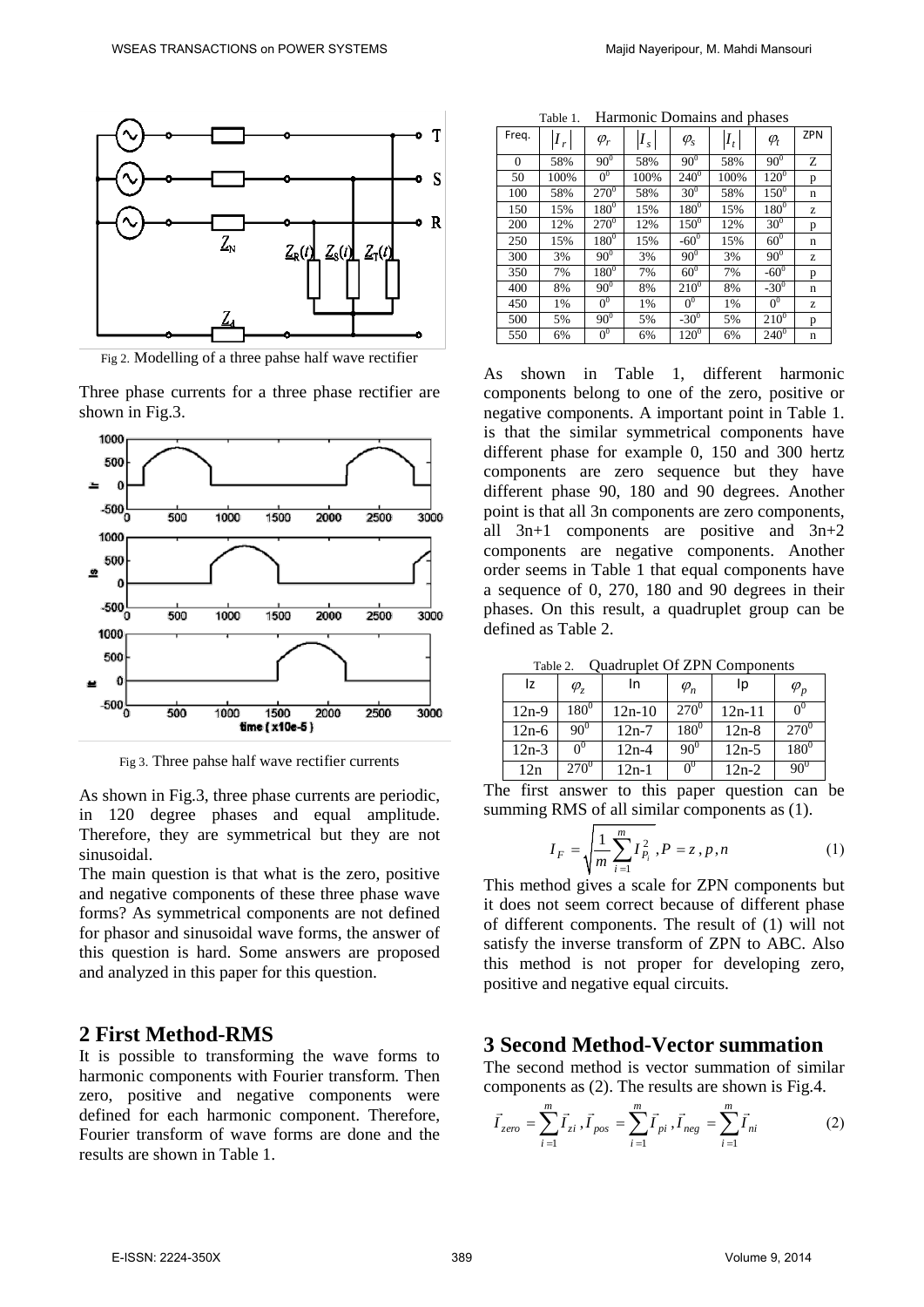Fig 2. Modelling of a three pahse half wave rectifier

Three phase currents for a three phase rectifier are shown in Fig.3.

Fig 3. Three pahse half wave rectifier currents

As shown in Fig.3, three phase currents are periodic, in 120 degree phases and equal amplitude. Therefore, they are symmetrical but they are not sinusoidal.

The main question is that what is the zero, positive and negative components of these three phase wave forms? As symmetrical components are not defined for phasor and sinusoidal wave forms, the answer of this question is hard. Some answers are proposed and analyzed in this paper for this question.

## 2 First Method-RMS

It is possible to transforming the wave forms to harmonic components with Fourier transform. Then zero, positive and negative components were defined for each harmonic component. Therefore, Fourier transform of wave forms are done and the results are shown in Table 1.

Table 1. Harmonic Domains and phases

| Freq. | $\lvert I_r \rvert$ | $\varphi_r$ | $\lvert I_s \rvert$ | $\varphi_s$ | $\lvert I_t \rvert$ | $\varphi_t$ | ZPN |
|---|---|---|---|---|---|---|---|
| 0 | 58% | $90^0$ | 58% | $90^0$ | 58% | $90^0$ | Z |
| 50 | 100% | $0^0$ | 100% | $240^0$ | 100% | $120^0$ | p |
| 100 | 58% | $270^0$ | 58% | $30^0$ | 58% | $150^0$ | n |
| 150 | 15% | $180^0$ | 15% | $180^0$ | 15% | $180^0$ | z |
| 200 | 12% | $270^0$ | 12% | $150^0$ | 12% | $30^0$ | p |
| 250 | 15% | $180^0$ | 15% | $-60^0$ | 15% | $60^0$ | n |
| 300 | 3% | $90^0$ | 3% | $90^0$ | 3% | $90^0$ | z |
| 350 | 7% | $180^0$ | 7% | $60^0$ | 7% | $-60^0$ | p |
| 400 | 8% | $90^0$ | 8% | $210^0$ | 8% | $-30^0$ | n |
| 450 | 1% | $0^0$ | 1% | $0^0$ | 1% | $0^0$ | z |
| 500 | 5% | $90^0$ | 5% | $-30^0$ | 5% | $210^0$ | p |
| 550 | 6% | $0^0$ | 6% | $120^0$ | 6% | $240^0$ | n |

As shown in Table 1, different harmonic components belong to one of the zero, positive or negative components. A important point in Table 1. is that the similar symmetrical components have different phase for example 0, 150 and 300 hertz components are zero sequence but they have different phase 90, 180 and 90 degrees. Another point is that all 3n components are zero components, all 3n+1 components are positive and 3n+2 components are negative components. Another order seems in Table 1 that equal components have a sequence of 0, 270, 180 and 90 degrees in their phases. On this result, a quadruplet group can be defined as Table 2.

Table 2. Quadruplet Of ZPN Components

| Iz | $\varphi_z$ | In | $\varphi_n$ | Ip | $\varphi_p$ |
|---|---|---|---|---|---|
| 12n-9 | $180^0$ | 12n-10 | $270^0$ | 12n-11 | $0^0$ |
| 12n-6 | $90^0$ | 12n-7 | $180^0$ | 12n-8 | $270^0$ |
| 12n-3 | $0^0$ | 12n-4 | $90^0$ | 12n-5 | $180^0$ |
| 12n | $270^0$ | 12n-1 | $0^0$ | 12n-2 | $90^0$ |

The first answer to this paper question can be summing RMS of all similar components as (1).

$$I_F = \sqrt{\frac{1}{m}\sum_{i=1}^{m} I_{P_i}^2}\ , P = z, p, n \tag{1}$$

This method gives a scale for ZPN components but it does not seem correct because of different phase of different components. The result of (1) will not satisfy the inverse transform of ZPN to ABC. Also this method is not proper for developing zero, positive and negative equal circuits.

## 3 Second Method-Vector summation

The second method is vector summation of similar components as (2). The results are shown is Fig.4.

$$\vec{I}_{zero} = \sum_{i=1}^{m} \vec{I}_{zi}\ , \vec{I}_{pos} = \sum_{i=1}^{m} \vec{I}_{pi}\ , \vec{I}_{neg} = \sum_{i=1}^{m} \vec{I}_{ni} \tag{2}$$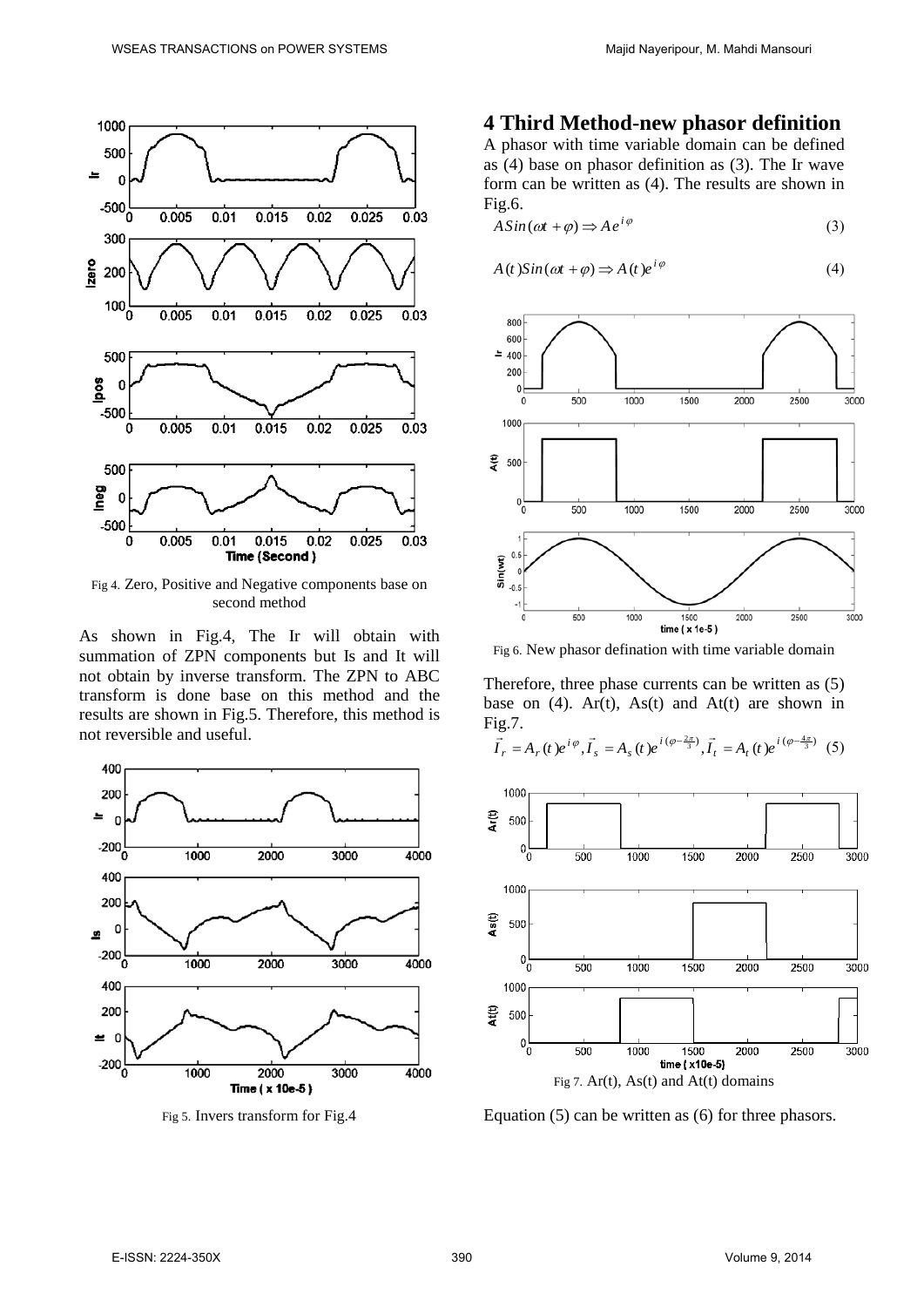Fig 4. Zero, Positive and Negative components base on second method

As shown in Fig.4, The Ir will obtain with summation of ZPN components but Is and It will not obtain by inverse transform. The ZPN to ABC transform is done base on this method and the results are shown in Fig.5. Therefore, this method is not reversible and useful.

Fig 5. Invers transform for Fig.4

## 4 Third Method-new phasor definition

A phasor with time variable domain can be defined as (4) base on phasor definition as (3). The Ir wave form can be written as (4). The results are shown in Fig.6.

$$ASin(\omega t+\varphi)\Rightarrow Ae^{i\varphi} \tag{3}$$

$$A(t)Sin(\omega t+\varphi)\Rightarrow A(t)e^{i\varphi} \tag{4}$$

Fig 6. New phasor defination with time variable domain

Therefore, three phase currents can be written as (5) base on (4). Ar(t), As(t) and At(t) are shown in Fig.7.

$$\vec{I}_r = A_r(t)e^{i\varphi}, \vec{I}_s = A_s(t)e^{i(\varphi-\frac{2\pi}{3})}, \vec{I}_t = A_t(t)e^{i(\varphi-\frac{4\pi}{3})} \tag{5}$$

Fig 7. Ar(t), As(t) and At(t) domains

Equation (5) can be written as (6) for three phasors.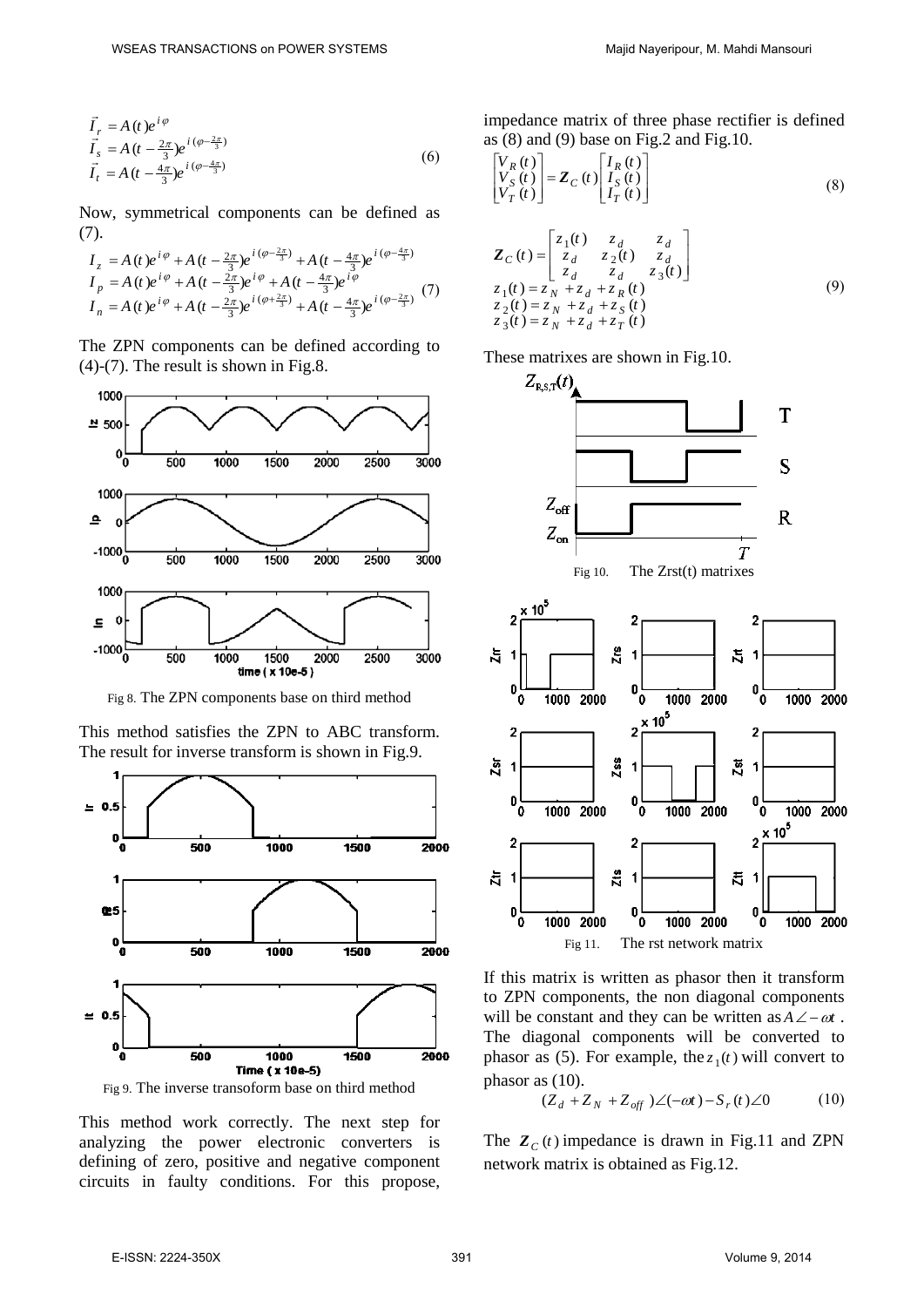$$
\begin{aligned}
\vec{I}_r &= A(t)e^{i\varphi} \\
\vec{I}_s &= A(t-\tfrac{2\pi}{3})e^{i(\varphi-\frac{2\pi}{3})} \\
\vec{I}_t &= A(t-\tfrac{4\pi}{3})e^{i(\varphi-\frac{4\pi}{3})}
\end{aligned} \tag{6}
$$

Now, symmetrical components can be defined as (7).

$$
\begin{aligned}
I_z &= A(t)e^{i\varphi} + A(t-\tfrac{2\pi}{3})e^{i(\varphi-\frac{2\pi}{3})} + A(t-\tfrac{4\pi}{3})e^{i(\varphi-\frac{4\pi}{3})} \\
I_p &= A(t)e^{i\varphi} + A(t-\tfrac{2\pi}{3})e^{i\varphi} + A(t-\tfrac{4\pi}{3})e^{i\varphi} \\
I_n &= A(t)e^{i\varphi} + A(t-\tfrac{2\pi}{3})e^{i(\varphi+\frac{2\pi}{3})} + A(t-\tfrac{4\pi}{3})e^{i(\varphi-\frac{2\pi}{3})}
\end{aligned} \tag{7}
$$

The ZPN components can be defined according to (4)-(7). The result is shown in Fig.8.

Fig 8. The ZPN components base on third method

This method satisfies the ZPN to ABC transform. The result for inverse transform is shown in Fig.9.

Fig 9. The inverse transoform base on third method

This method work correctly. The next step for analyzing the power electronic converters is defining of zero, positive and negative component circuits in faulty conditions. For this propose, impedance matrix of three phase rectifier is defined as (8) and (9) base on Fig.2 and Fig.10.

$$
\begin{bmatrix} V_R(t) \\ V_S(t) \\ V_T(t) \end{bmatrix} = \boldsymbol{Z}_C(t) \begin{bmatrix} I_R(t) \\ I_S(t) \\ I_T(t) \end{bmatrix} \tag{8}
$$

$$
\begin{aligned}
\boldsymbol{Z}_C(t) &= \begin{bmatrix} z_1(t) & z_d & z_d \\ z_d & z_2(t) & z_d \\ z_d & z_d & z_3(t) \end{bmatrix} \\
z_1(t) &= z_N + z_d + z_R(t) \\
z_2(t) &= z_N + z_d + z_S(t) \\
z_3(t) &= z_N + z_d + z_T(t)
\end{aligned} \tag{9}
$$

These matrixes are shown in Fig.10.

Fig 10. The Zrst(t) matrixes

Fig 11. The rst network matrix

If this matrix is written as phasor then it transform to ZPN components, the non diagonal components will be constant and they can be written as $A\angle-\omega t$. The diagonal components will be converted to phasor as (5). For example, the $z_1(t)$ will convert to phasor as (10).

$$
(Z_d + Z_N + Z_{off})\angle(-\omega t) - S_r(t)\angle 0 \tag{10}
$$

The $\boldsymbol{Z}_C(t)$ impedance is drawn in Fig.11 and ZPN network matrix is obtained as Fig.12.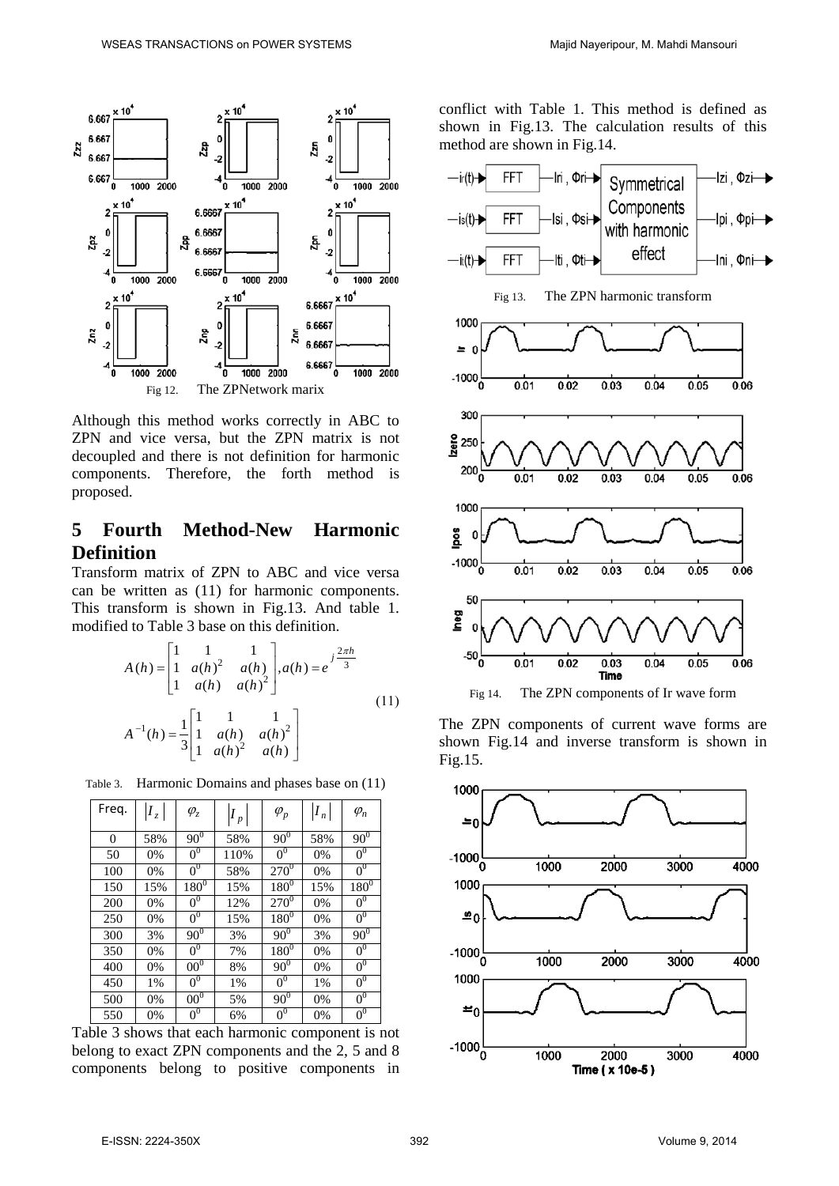Fig 12. The ZPNetwork marix

Although this method works correctly in ABC to ZPN and vice versa, but the ZPN matrix is not decoupled and there is not definition for harmonic components. Therefore, the forth method is proposed.

## 5 Fourth Method-New Harmonic Definition

Transform matrix of ZPN to ABC and vice versa can be written as (11) for harmonic components. This transform is shown in Fig.13. And table 1. modified to Table 3 base on this definition.

$$A(h)=\begin{bmatrix}1 & 1 & 1\\ 1 & a(h)^2 & a(h)\\ 1 & a(h) & a(h)^2\end{bmatrix}, a(h)=e^{j\frac{2\pi h}{3}}$$

$$A^{-1}(h)=\frac{1}{3}\begin{bmatrix}1 & 1 & 1\\ 1 & a(h) & a(h)^2\\ 1 & a(h)^2 & a(h)\end{bmatrix} \tag{11}$$

Table 3. Harmonic Domains and phases base on (11)

| Freq. | $\lvert I_z \rvert$ | $\varphi_z$ | $\lvert I_p \rvert$ | $\varphi_p$ | $\lvert I_n \rvert$ | $\varphi_n$ |
|---|---|---|---|---|---|---|
| 0 | 58% | $90^0$ | 58% | $90^0$ | 58% | $90^0$ |
| 50 | 0% | $0^0$ | 110% | $0^0$ | 0% | $0^0$ |
| 100 | 0% | $0^0$ | 58% | $270^0$ | 0% | $0^0$ |
| 150 | 15% | $180^0$ | 15% | $180^0$ | 15% | $180^0$ |
| 200 | 0% | $0^0$ | 12% | $270^0$ | 0% | $0^0$ |
| 250 | 0% | $0^0$ | 15% | $180^0$ | 0% | $0^0$ |
| 300 | 3% | $90^0$ | 3% | $90^0$ | 3% | $90^0$ |
| 350 | 0% | $0^0$ | 7% | $180^0$ | 0% | $0^0$ |
| 400 | 0% | $00^0$ | 8% | $90^0$ | 0% | $0^0$ |
| 450 | 1% | $0^0$ | 1% | $0^0$ | 1% | $0^0$ |
| 500 | 0% | $00^0$ | 5% | $90^0$ | 0% | $0^0$ |
| 550 | 0% | $0^0$ | 6% | $0^0$ | 0% | $0^0$ |

Table 3 shows that each harmonic component is not belong to exact ZPN components and the 2, 5 and 8 components belong to positive components in conflict with Table 1. This method is defined as shown in Fig.13. The calculation results of this method are shown in Fig.14.

Fig 13. The ZPN harmonic transform

Fig 14. The ZPN components of Ir wave form

The ZPN components of current wave forms are shown Fig.14 and inverse transform is shown in Fig.15.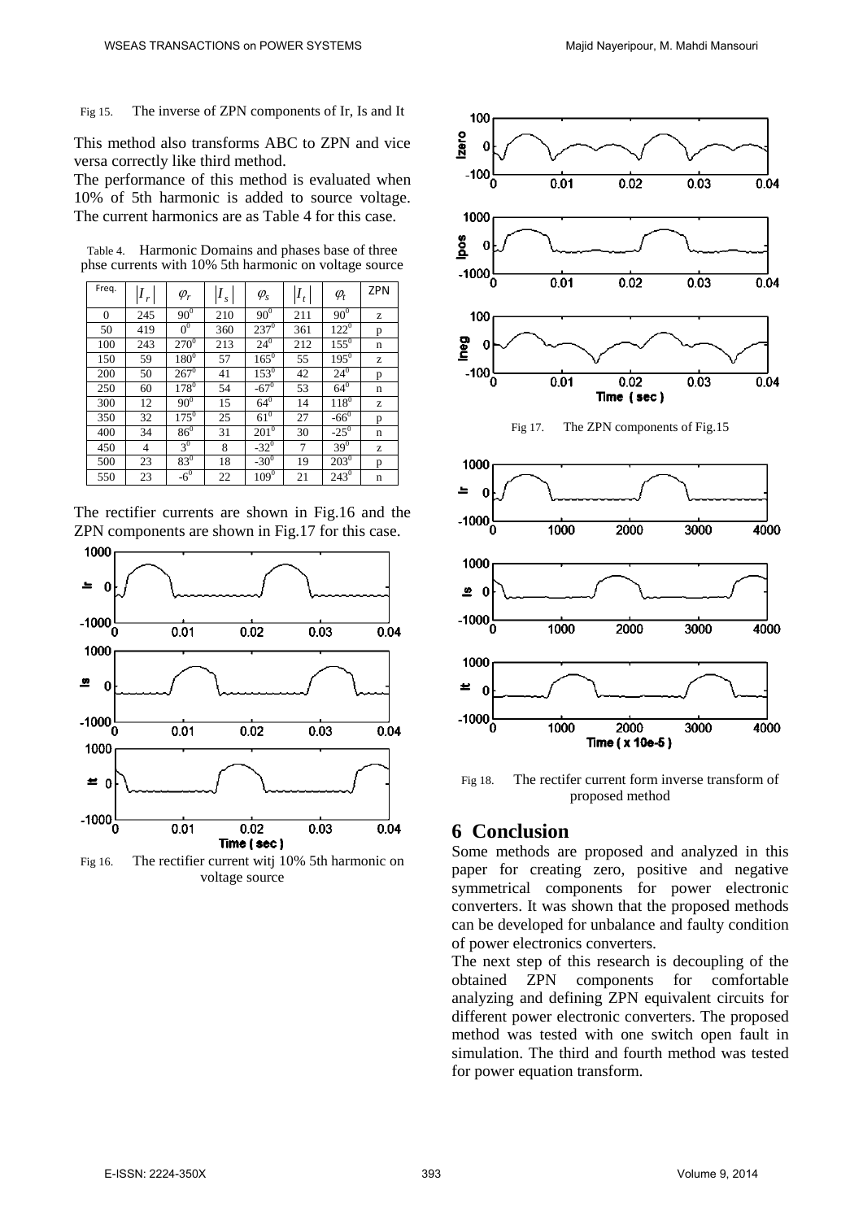Fig 15. The inverse of ZPN components of Ir, Is and It

This method also transforms ABC to ZPN and vice versa correctly like third method.

The performance of this method is evaluated when 10% of 5th harmonic is added to source voltage. The current harmonics are as Table 4 for this case.

Table 4. Harmonic Domains and phases base of three phse currents with 10% 5th harmonic on voltage source

| Freq. | $\|I_r\|$ | $\varphi_r$ | $\|I_s\|$ | $\varphi_s$ | $\|I_t\|$ | $\varphi_t$ | ZPN |
|---|---|---|---|---|---|---|---|
| 0 | 245 | $90^0$ | 210 | $90^0$ | 211 | $90^0$ | z |
| 50 | 419 | $0^0$ | 360 | $237^0$ | 361 | $122^0$ | p |
| 100 | 243 | $270^0$ | 213 | $24^0$ | 212 | $155^0$ | n |
| 150 | 59 | $180^0$ | 57 | $165^0$ | 55 | $195^0$ | z |
| 200 | 50 | $267^0$ | 41 | $153^0$ | 42 | $24^0$ | p |
| 250 | 60 | $178^0$ | 54 | $-67^0$ | 53 | $64^0$ | n |
| 300 | 12 | $90^0$ | 15 | $64^0$ | 14 | $118^0$ | z |
| 350 | 32 | $175^0$ | 25 | $61^0$ | 27 | $-66^0$ | p |
| 400 | 34 | $86^0$ | 31 | $201^0$ | 30 | $-25^0$ | n |
| 450 | 4 | $3^0$ | 8 | $-32^0$ | 7 | $39^0$ | z |
| 500 | 23 | $83^0$ | 18 | $-30^0$ | 19 | $203^0$ | p |
| 550 | 23 | $-6^0$ | 22 | $109^0$ | 21 | $243^0$ | n |

The rectifier currents are shown in Fig.16 and the ZPN components are shown in Fig.17 for this case.

Fig 16. The rectifier current witj 10% 5th harmonic on voltage source

Fig 17. The ZPN components of Fig.15

Fig 18. The rectifer current form inverse transform of proposed method

## 6 Conclusion

Some methods are proposed and analyzed in this paper for creating zero, positive and negative symmetrical components for power electronic converters. It was shown that the proposed methods can be developed for unbalance and faulty condition of power electronics converters.

The next step of this research is decoupling of the obtained ZPN components for comfortable analyzing and defining ZPN equivalent circuits for different power electronic converters. The proposed method was tested with one switch open fault in simulation. The third and fourth method was tested for power equation transform.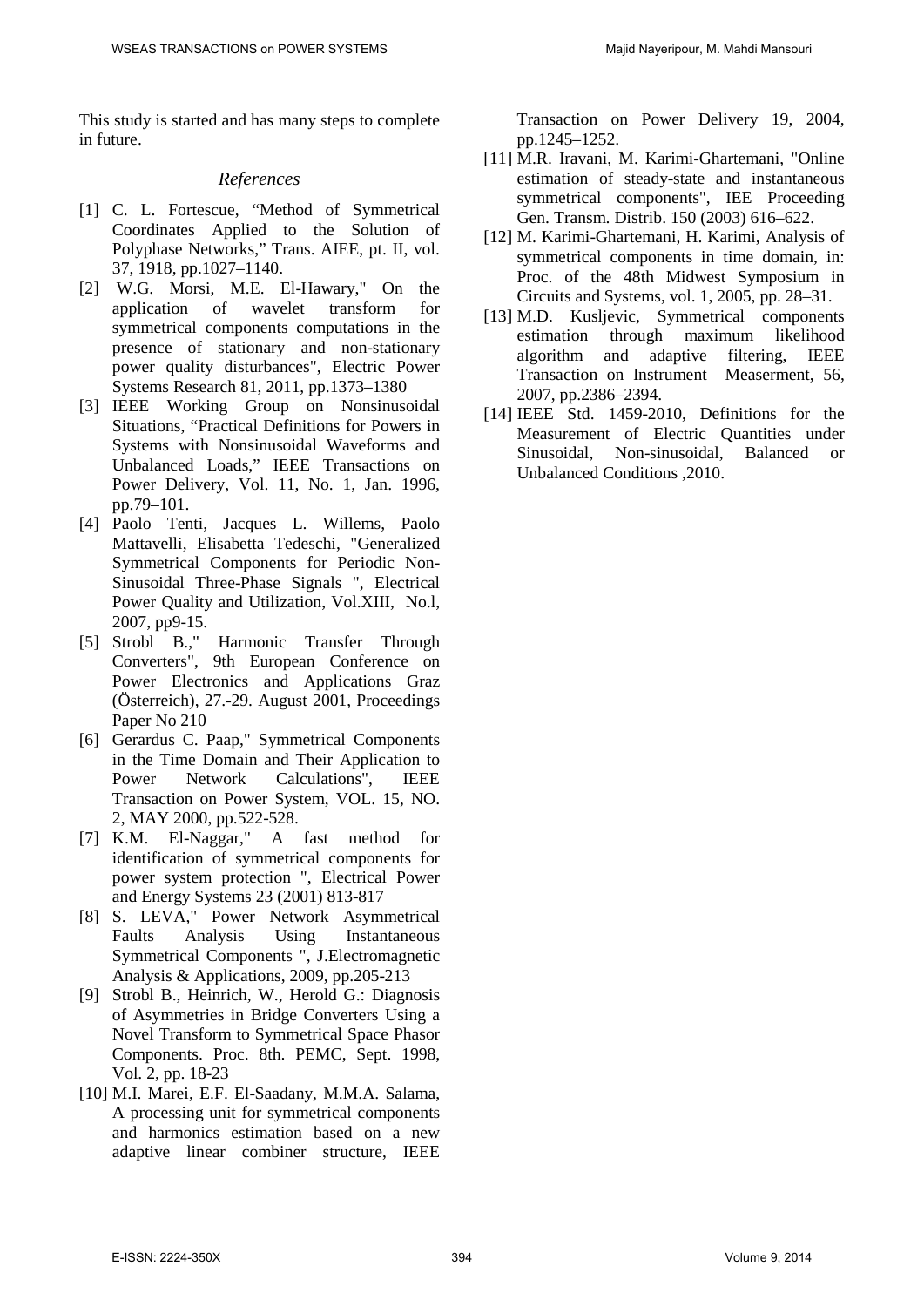This study is started and has many steps to complete in future.

## *References*

[1] C. L. Fortescue, "Method of Symmetrical Coordinates Applied to the Solution of Polyphase Networks," Trans. AIEE, pt. II, vol. 37, 1918, pp.1027–1140.

[2] W.G. Morsi, M.E. El-Hawary," On the application of wavelet transform for symmetrical components computations in the presence of stationary and non-stationary power quality disturbances", Electric Power Systems Research 81, 2011, pp.1373–1380

[3] IEEE Working Group on Nonsinusoidal Situations, "Practical Definitions for Powers in Systems with Nonsinusoidal Waveforms and Unbalanced Loads," IEEE Transactions on Power Delivery, Vol. 11, No. 1, Jan. 1996, pp.79–101.

[4] Paolo Tenti, Jacques L. Willems, Paolo Mattavelli, Elisabetta Tedeschi, "Generalized Symmetrical Components for Periodic Non-Sinusoidal Three-Phase Signals ", Electrical Power Quality and Utilization, Vol.XIII, No.l, 2007, pp9-15.

[5] Strobl B.," Harmonic Transfer Through Converters", 9th European Conference on Power Electronics and Applications Graz (Österreich), 27.-29. August 2001, Proceedings Paper No 210

[6] Gerardus C. Paap," Symmetrical Components in the Time Domain and Their Application to Power Network Calculations", IEEE Transaction on Power System, VOL. 15, NO. 2, MAY 2000, pp.522-528.

[7] K.M. El-Naggar," A fast method for identification of symmetrical components for power system protection ", Electrical Power and Energy Systems 23 (2001) 813-817

[8] S. LEVA," Power Network Asymmetrical Faults Analysis Using Instantaneous Symmetrical Components ", J.Electromagnetic Analysis & Applications, 2009, pp.205-213

[9] Strobl B., Heinrich, W., Herold G.: Diagnosis of Asymmetries in Bridge Converters Using a Novel Transform to Symmetrical Space Phasor Components. Proc. 8th. PEMC, Sept. 1998, Vol. 2, pp. 18-23

[10] M.I. Marei, E.F. El-Saadany, M.M.A. Salama, A processing unit for symmetrical components and harmonics estimation based on a new adaptive linear combiner structure, IEEE Transaction on Power Delivery 19, 2004, pp.1245–1252.

[11] M.R. Iravani, M. Karimi-Ghartemani, "Online estimation of steady-state and instantaneous symmetrical components", IEE Proceeding Gen. Transm. Distrib. 150 (2003) 616–622.

[12] M. Karimi-Ghartemani, H. Karimi, Analysis of symmetrical components in time domain, in: Proc. of the 48th Midwest Symposium in Circuits and Systems, vol. 1, 2005, pp. 28–31.

[13] M.D. Kusljevic, Symmetrical components estimation through maximum likelihood algorithm and adaptive filtering, IEEE Transaction on Instrument Measerment, 56, 2007, pp.2386–2394.

[14] IEEE Std. 1459-2010, Definitions for the Measurement of Electric Quantities under Sinusoidal, Non-sinusoidal, Balanced or Unbalanced Conditions ,2010.